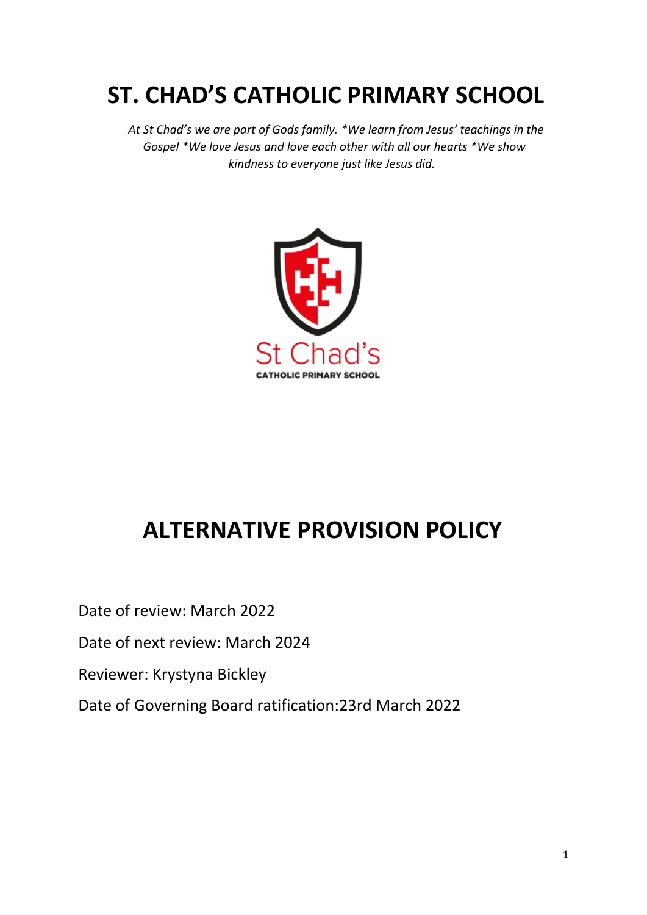# ST. CHAD'S CATHOLIC PRIMARY SCHOOL

*At St Chad's we are part of Gods family. *We learn from Jesus' teachings in the Gospel *We love Jesus and love each other with all our hearts *We show kindness to everyone just like Jesus did.*

St Chad's

CATHOLIC PRIMARY SCHOOL

# ALTERNATIVE PROVISION POLICY

Date of review: March 2022

Date of next review: March 2024

Reviewer: Krystyna Bickley

Date of Governing Board ratification:23rd March 2022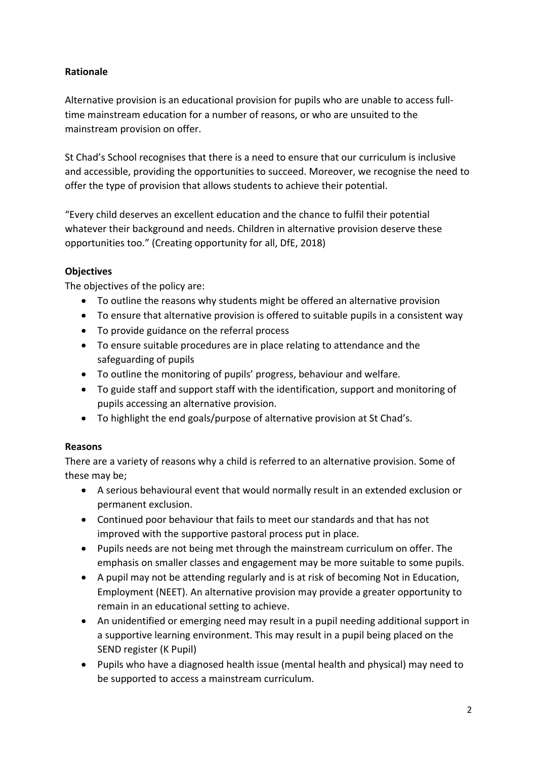**Rationale**

Alternative provision is an educational provision for pupils who are unable to access full-time mainstream education for a number of reasons, or who are unsuited to the mainstream provision on offer.

St Chad's School recognises that there is a need to ensure that our curriculum is inclusive and accessible, providing the opportunities to succeed. Moreover, we recognise the need to offer the type of provision that allows students to achieve their potential.

"Every child deserves an excellent education and the chance to fulfil their potential whatever their background and needs. Children in alternative provision deserve these opportunities too." (Creating opportunity for all, DfE, 2018)

**Objectives**

The objectives of the policy are:

- To outline the reasons why students might be offered an alternative provision
- To ensure that alternative provision is offered to suitable pupils in a consistent way
- To provide guidance on the referral process
- To ensure suitable procedures are in place relating to attendance and the safeguarding of pupils
- To outline the monitoring of pupils' progress, behaviour and welfare.
- To guide staff and support staff with the identification, support and monitoring of pupils accessing an alternative provision.
- To highlight the end goals/purpose of alternative provision at St Chad's.

**Reasons**

There are a variety of reasons why a child is referred to an alternative provision. Some of these may be;

- A serious behavioural event that would normally result in an extended exclusion or permanent exclusion.
- Continued poor behaviour that fails to meet our standards and that has not improved with the supportive pastoral process put in place.
- Pupils needs are not being met through the mainstream curriculum on offer. The emphasis on smaller classes and engagement may be more suitable to some pupils.
- A pupil may not be attending regularly and is at risk of becoming Not in Education, Employment (NEET). An alternative provision may provide a greater opportunity to remain in an educational setting to achieve.
- An unidentified or emerging need may result in a pupil needing additional support in a supportive learning environment. This may result in a pupil being placed on the SEND register (K Pupil)
- Pupils who have a diagnosed health issue (mental health and physical) may need to be supported to access a mainstream curriculum.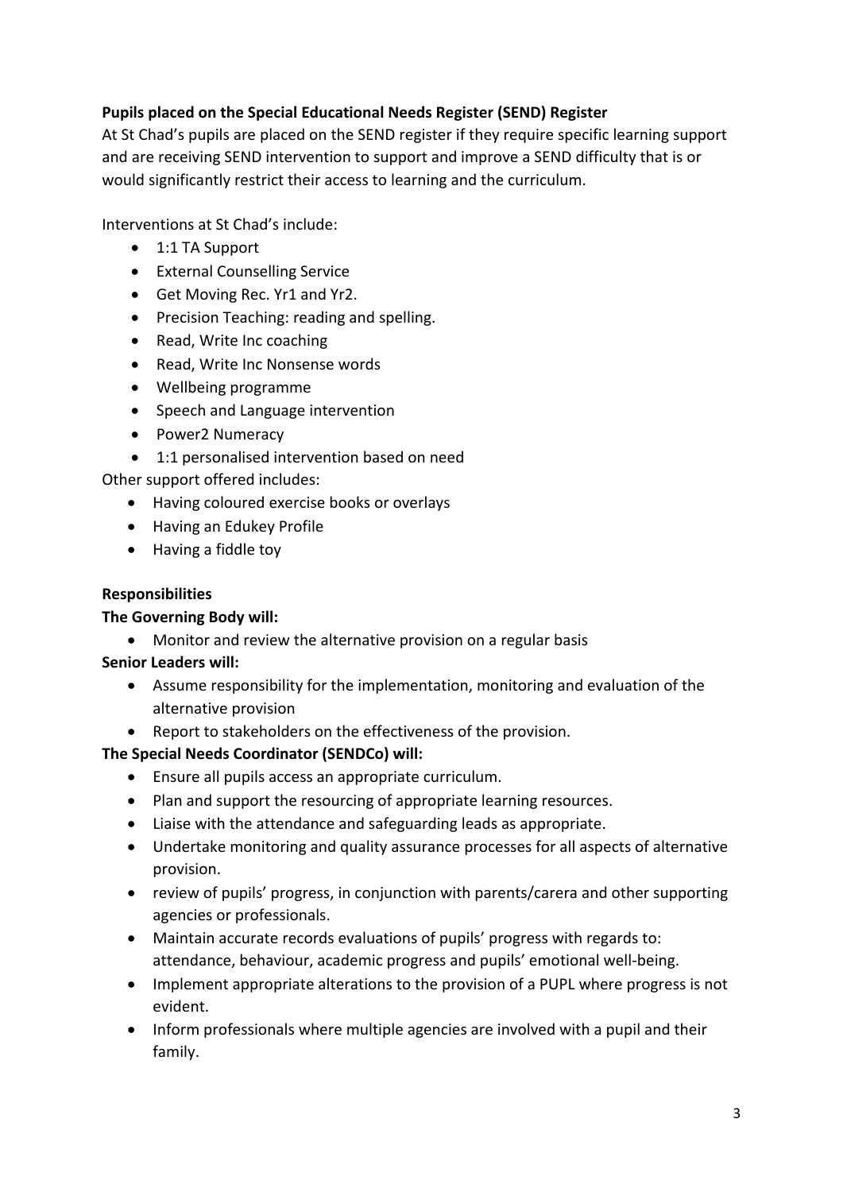**Pupils placed on the Special Educational Needs Register (SEND) Register**

At St Chad's pupils are placed on the SEND register if they require specific learning support and are receiving SEND intervention to support and improve a SEND difficulty that is or would significantly restrict their access to learning and the curriculum.

Interventions at St Chad's include:

- 1:1 TA Support
- External Counselling Service
- Get Moving Rec. Yr1 and Yr2.
- Precision Teaching: reading and spelling.
- Read, Write Inc coaching
- Read, Write Inc Nonsense words
- Wellbeing programme
- Speech and Language intervention
- Power2 Numeracy
- 1:1 personalised intervention based on need

Other support offered includes:

- Having coloured exercise books or overlays
- Having an Edukey Profile
- Having a fiddle toy

**Responsibilities**

**The Governing Body will:**

- Monitor and review the alternative provision on a regular basis

**Senior Leaders will:**

- Assume responsibility for the implementation, monitoring and evaluation of the alternative provision
- Report to stakeholders on the effectiveness of the provision.

**The Special Needs Coordinator (SENDCo) will:**

- Ensure all pupils access an appropriate curriculum.
- Plan and support the resourcing of appropriate learning resources.
- Liaise with the attendance and safeguarding leads as appropriate.
- Undertake monitoring and quality assurance processes for all aspects of alternative provision.
- review of pupils' progress, in conjunction with parents/carera and other supporting agencies or professionals.
- Maintain accurate records evaluations of pupils' progress with regards to: attendance, behaviour, academic progress and pupils' emotional well-being.
- Implement appropriate alterations to the provision of a PUPL where progress is not evident.
- Inform professionals where multiple agencies are involved with a pupil and their family.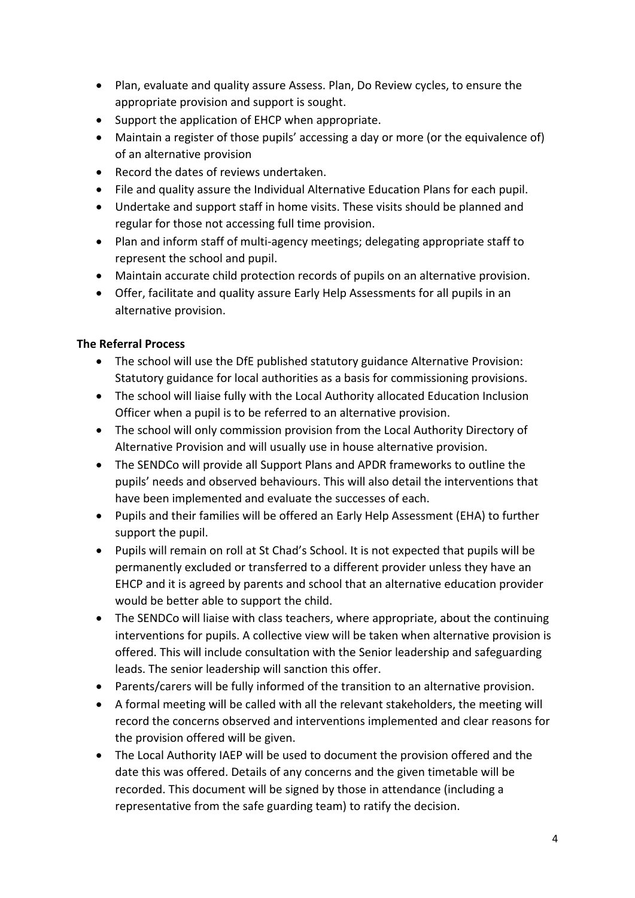- Plan, evaluate and quality assure Assess. Plan, Do Review cycles, to ensure the appropriate provision and support is sought.
- Support the application of EHCP when appropriate.
- Maintain a register of those pupils' accessing a day or more (or the equivalence of) of an alternative provision
- Record the dates of reviews undertaken.
- File and quality assure the Individual Alternative Education Plans for each pupil.
- Undertake and support staff in home visits. These visits should be planned and regular for those not accessing full time provision.
- Plan and inform staff of multi-agency meetings; delegating appropriate staff to represent the school and pupil.
- Maintain accurate child protection records of pupils on an alternative provision.
- Offer, facilitate and quality assure Early Help Assessments for all pupils in an alternative provision.

**The Referral Process**

- The school will use the DfE published statutory guidance Alternative Provision: Statutory guidance for local authorities as a basis for commissioning provisions.
- The school will liaise fully with the Local Authority allocated Education Inclusion Officer when a pupil is to be referred to an alternative provision.
- The school will only commission provision from the Local Authority Directory of Alternative Provision and will usually use in house alternative provision.
- The SENDCo will provide all Support Plans and APDR frameworks to outline the pupils' needs and observed behaviours. This will also detail the interventions that have been implemented and evaluate the successes of each.
- Pupils and their families will be offered an Early Help Assessment (EHA) to further support the pupil.
- Pupils will remain on roll at St Chad's School. It is not expected that pupils will be permanently excluded or transferred to a different provider unless they have an EHCP and it is agreed by parents and school that an alternative education provider would be better able to support the child.
- The SENDCo will liaise with class teachers, where appropriate, about the continuing interventions for pupils. A collective view will be taken when alternative provision is offered. This will include consultation with the Senior leadership and safeguarding leads. The senior leadership will sanction this offer.
- Parents/carers will be fully informed of the transition to an alternative provision.
- A formal meeting will be called with all the relevant stakeholders, the meeting will record the concerns observed and interventions implemented and clear reasons for the provision offered will be given.
- The Local Authority IAEP will be used to document the provision offered and the date this was offered. Details of any concerns and the given timetable will be recorded. This document will be signed by those in attendance (including a representative from the safe guarding team) to ratify the decision.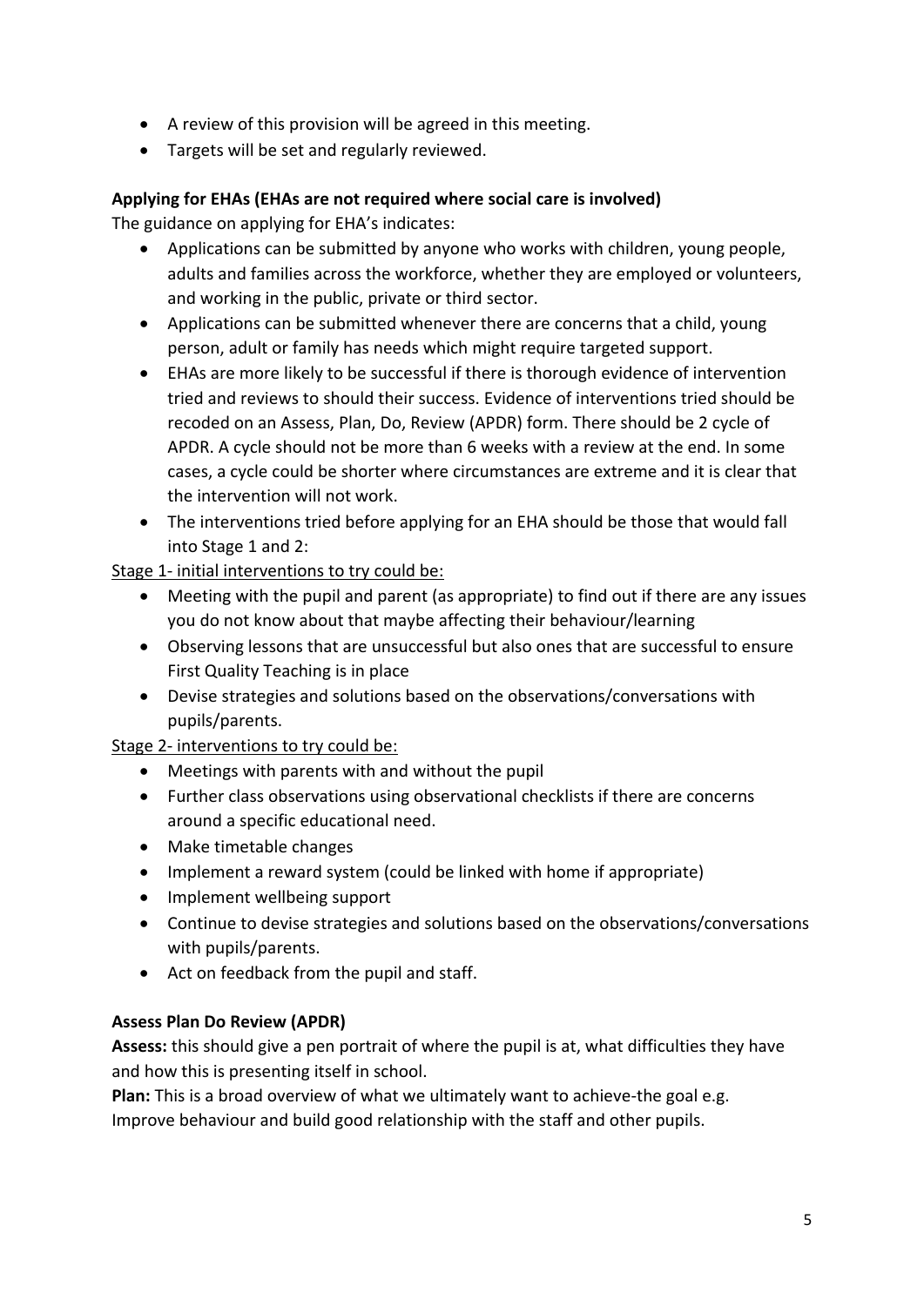- A review of this provision will be agreed in this meeting.
- Targets will be set and regularly reviewed.

**Applying for EHAs (EHAs are not required where social care is involved)**

The guidance on applying for EHA's indicates:

- Applications can be submitted by anyone who works with children, young people, adults and families across the workforce, whether they are employed or volunteers, and working in the public, private or third sector.
- Applications can be submitted whenever there are concerns that a child, young person, adult or family has needs which might require targeted support.
- EHAs are more likely to be successful if there is thorough evidence of intervention tried and reviews to should their success. Evidence of interventions tried should be recoded on an Assess, Plan, Do, Review (APDR) form. There should be 2 cycle of APDR. A cycle should not be more than 6 weeks with a review at the end. In some cases, a cycle could be shorter where circumstances are extreme and it is clear that the intervention will not work.
- The interventions tried before applying for an EHA should be those that would fall into Stage 1 and 2:

<u>Stage 1- initial interventions to try could be:</u>

- Meeting with the pupil and parent (as appropriate) to find out if there are any issues you do not know about that maybe affecting their behaviour/learning
- Observing lessons that are unsuccessful but also ones that are successful to ensure First Quality Teaching is in place
- Devise strategies and solutions based on the observations/conversations with pupils/parents.

<u>Stage 2- interventions to try could be:</u>

- Meetings with parents with and without the pupil
- Further class observations using observational checklists if there are concerns around a specific educational need.
- Make timetable changes
- Implement a reward system (could be linked with home if appropriate)
- Implement wellbeing support
- Continue to devise strategies and solutions based on the observations/conversations with pupils/parents.
- Act on feedback from the pupil and staff.

**Assess Plan Do Review (APDR)**

**Assess:** this should give a pen portrait of where the pupil is at, what difficulties they have and how this is presenting itself in school.

**Plan:** This is a broad overview of what we ultimately want to achieve-the goal e.g. Improve behaviour and build good relationship with the staff and other pupils.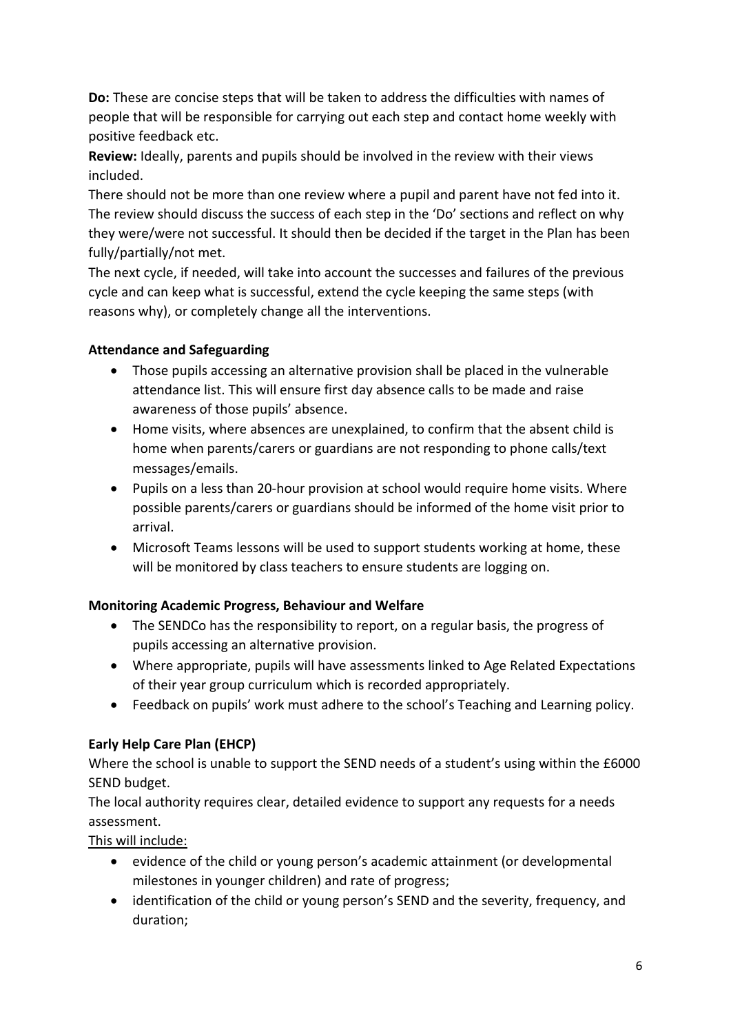**Do:** These are concise steps that will be taken to address the difficulties with names of people that will be responsible for carrying out each step and contact home weekly with positive feedback etc.

**Review:** Ideally, parents and pupils should be involved in the review with their views included.

There should not be more than one review where a pupil and parent have not fed into it. The review should discuss the success of each step in the 'Do' sections and reflect on why they were/were not successful. It should then be decided if the target in the Plan has been fully/partially/not met.

The next cycle, if needed, will take into account the successes and failures of the previous cycle and can keep what is successful, extend the cycle keeping the same steps (with reasons why), or completely change all the interventions.

**Attendance and Safeguarding**

- Those pupils accessing an alternative provision shall be placed in the vulnerable attendance list. This will ensure first day absence calls to be made and raise awareness of those pupils' absence.
- Home visits, where absences are unexplained, to confirm that the absent child is home when parents/carers or guardians are not responding to phone calls/text messages/emails.
- Pupils on a less than 20-hour provision at school would require home visits. Where possible parents/carers or guardians should be informed of the home visit prior to arrival.
- Microsoft Teams lessons will be used to support students working at home, these will be monitored by class teachers to ensure students are logging on.

**Monitoring Academic Progress, Behaviour and Welfare**

- The SENDCo has the responsibility to report, on a regular basis, the progress of pupils accessing an alternative provision.
- Where appropriate, pupils will have assessments linked to Age Related Expectations of their year group curriculum which is recorded appropriately.
- Feedback on pupils' work must adhere to the school's Teaching and Learning policy.

**Early Help Care Plan (EHCP)**

Where the school is unable to support the SEND needs of a student's using within the £6000 SEND budget.

The local authority requires clear, detailed evidence to support any requests for a needs assessment.

This will include:

- evidence of the child or young person's academic attainment (or developmental milestones in younger children) and rate of progress;
- identification of the child or young person's SEND and the severity, frequency, and duration;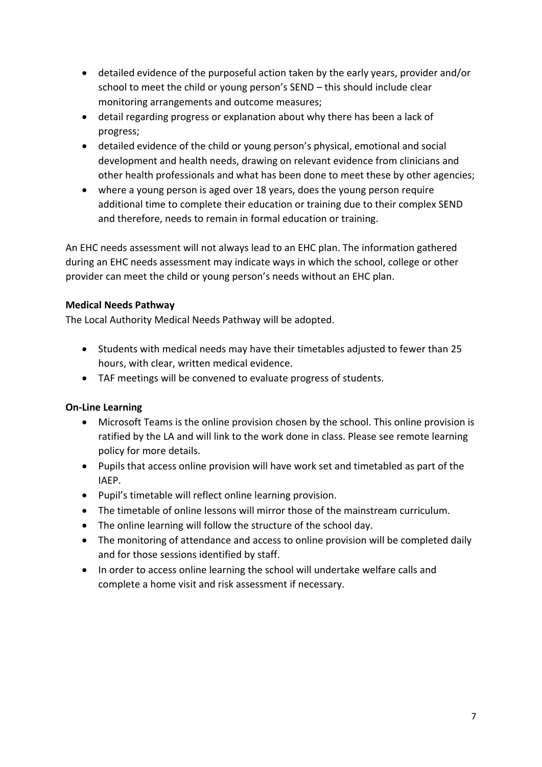- detailed evidence of the purposeful action taken by the early years, provider and/or school to meet the child or young person's SEND – this should include clear monitoring arrangements and outcome measures;
- detail regarding progress or explanation about why there has been a lack of progress;
- detailed evidence of the child or young person's physical, emotional and social development and health needs, drawing on relevant evidence from clinicians and other health professionals and what has been done to meet these by other agencies;
- where a young person is aged over 18 years, does the young person require additional time to complete their education or training due to their complex SEND and therefore, needs to remain in formal education or training.

An EHC needs assessment will not always lead to an EHC plan. The information gathered during an EHC needs assessment may indicate ways in which the school, college or other provider can meet the child or young person's needs without an EHC plan.

**Medical Needs Pathway**

The Local Authority Medical Needs Pathway will be adopted.

- Students with medical needs may have their timetables adjusted to fewer than 25 hours, with clear, written medical evidence.
- TAF meetings will be convened to evaluate progress of students.

**On-Line Learning**

- Microsoft Teams is the online provision chosen by the school. This online provision is ratified by the LA and will link to the work done in class. Please see remote learning policy for more details.
- Pupils that access online provision will have work set and timetabled as part of the IAEP.
- Pupil's timetable will reflect online learning provision.
- The timetable of online lessons will mirror those of the mainstream curriculum.
- The online learning will follow the structure of the school day.
- The monitoring of attendance and access to online provision will be completed daily and for those sessions identified by staff.
- In order to access online learning the school will undertake welfare calls and complete a home visit and risk assessment if necessary.